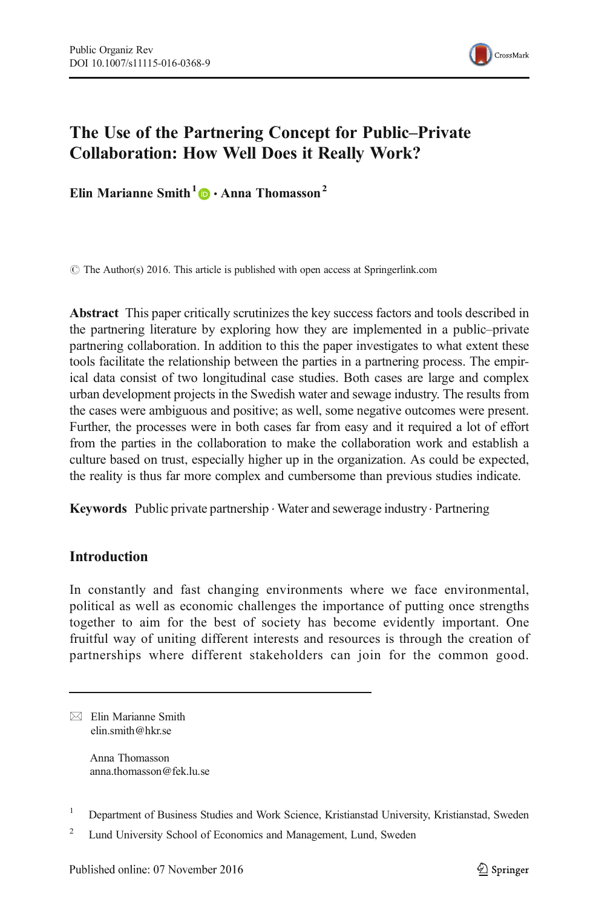# The Use of the Partnering Concept for Public–Private Collaboration: How Well Does it Really Work?

**Elin Marianne Smith**[1] · **Anna Thomasson**[2]

© The Author(s) 2016. This article is published with open access at Springerlink.com

**Abstract** This paper critically scrutinizes the key success factors and tools described in the partnering literature by exploring how they are implemented in a public–private partnering collaboration. In addition to this the paper investigates to what extent these tools facilitate the relationship between the parties in a partnering process. The empirical data consist of two longitudinal case studies. Both cases are large and complex urban development projects in the Swedish water and sewage industry. The results from the cases were ambiguous and positive; as well, some negative outcomes were present. Further, the processes were in both cases far from easy and it required a lot of effort from the parties in the collaboration to make the collaboration work and establish a culture based on trust, especially higher up in the organization. As could be expected, the reality is thus far more complex and cumbersome than previous studies indicate.

**Keywords** Public private partnership · Water and sewerage industry · Partnering

## Introduction

In constantly and fast changing environments where we face environmental, political as well as economic challenges the importance of putting once strengths together to aim for the best of society has become evidently important. One fruitful way of uniting different interests and resources is through the creation of partnerships where different stakeholders can join for the common good.

---

✉ Elin Marianne Smith
elin.smith@hkr.se

Anna Thomasson
anna.thomasson@fek.lu.se

[1] Department of Business Studies and Work Science, Kristianstad University, Kristianstad, Sweden

[2] Lund University School of Economics and Management, Lund, Sweden

Published online: 07 November 2016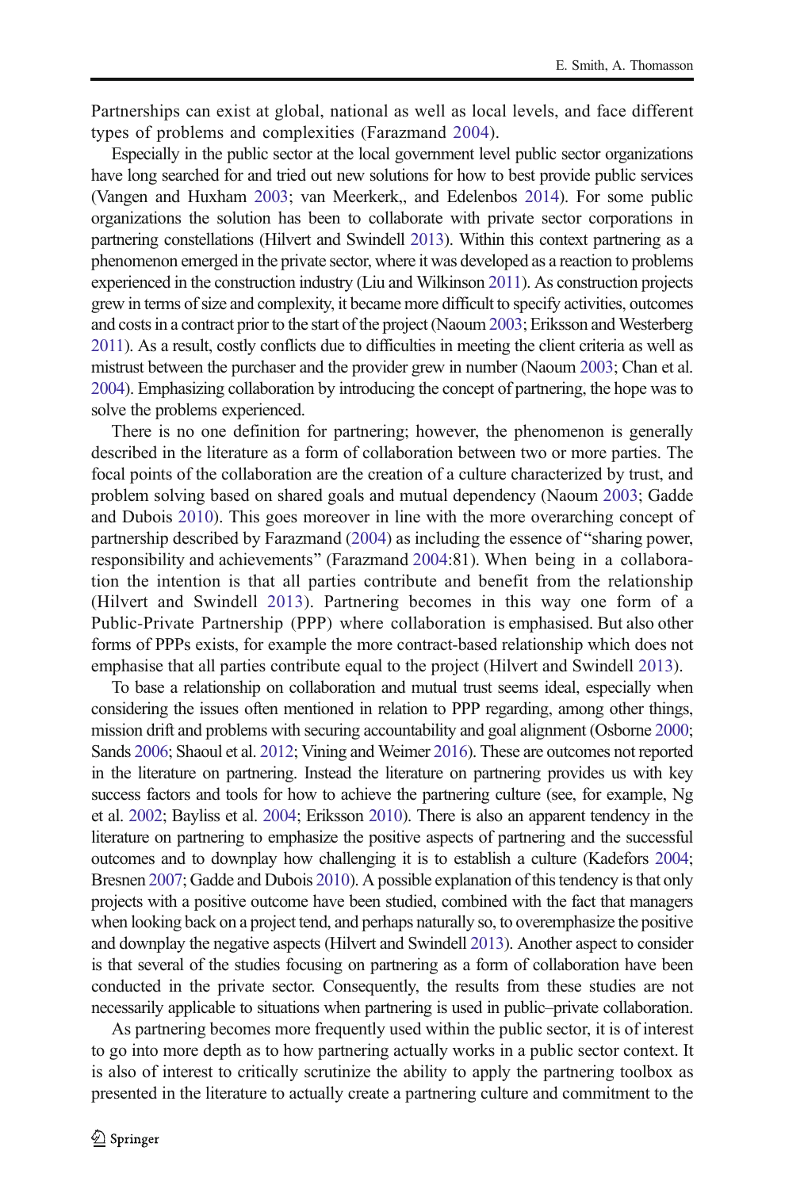Partnerships can exist at global, national as well as local levels, and face different types of problems and complexities (Farazmand 2004).

Especially in the public sector at the local government level public sector organizations have long searched for and tried out new solutions for how to best provide public services (Vangen and Huxham 2003; van Meerkerk,, and Edelenbos 2014). For some public organizations the solution has been to collaborate with private sector corporations in partnering constellations (Hilvert and Swindell 2013). Within this context partnering as a phenomenon emerged in the private sector, where it was developed as a reaction to problems experienced in the construction industry (Liu and Wilkinson 2011). As construction projects grew in terms of size and complexity, it became more difficult to specify activities, outcomes and costs in a contract prior to the start of the project (Naoum 2003; Eriksson and Westerberg 2011). As a result, costly conflicts due to difficulties in meeting the client criteria as well as mistrust between the purchaser and the provider grew in number (Naoum 2003; Chan et al. 2004). Emphasizing collaboration by introducing the concept of partnering, the hope was to solve the problems experienced.

There is no one definition for partnering; however, the phenomenon is generally described in the literature as a form of collaboration between two or more parties. The focal points of the collaboration are the creation of a culture characterized by trust, and problem solving based on shared goals and mutual dependency (Naoum 2003; Gadde and Dubois 2010). This goes moreover in line with the more overarching concept of partnership described by Farazmand (2004) as including the essence of "sharing power, responsibility and achievements" (Farazmand 2004:81). When being in a collaboration the intention is that all parties contribute and benefit from the relationship (Hilvert and Swindell 2013). Partnering becomes in this way one form of a Public-Private Partnership (PPP) where collaboration is emphasised. But also other forms of PPPs exists, for example the more contract-based relationship which does not emphasise that all parties contribute equal to the project (Hilvert and Swindell 2013).

To base a relationship on collaboration and mutual trust seems ideal, especially when considering the issues often mentioned in relation to PPP regarding, among other things, mission drift and problems with securing accountability and goal alignment (Osborne 2000; Sands 2006; Shaoul et al. 2012; Vining and Weimer 2016). These are outcomes not reported in the literature on partnering. Instead the literature on partnering provides us with key success factors and tools for how to achieve the partnering culture (see, for example, Ng et al. 2002; Bayliss et al. 2004; Eriksson 2010). There is also an apparent tendency in the literature on partnering to emphasize the positive aspects of partnering and the successful outcomes and to downplay how challenging it is to establish a culture (Kadefors 2004; Bresnen 2007; Gadde and Dubois 2010). A possible explanation of this tendency is that only projects with a positive outcome have been studied, combined with the fact that managers when looking back on a project tend, and perhaps naturally so, to overemphasize the positive and downplay the negative aspects (Hilvert and Swindell 2013). Another aspect to consider is that several of the studies focusing on partnering as a form of collaboration have been conducted in the private sector. Consequently, the results from these studies are not necessarily applicable to situations when partnering is used in public–private collaboration.

As partnering becomes more frequently used within the public sector, it is of interest to go into more depth as to how partnering actually works in a public sector context. It is also of interest to critically scrutinize the ability to apply the partnering toolbox as presented in the literature to actually create a partnering culture and commitment to the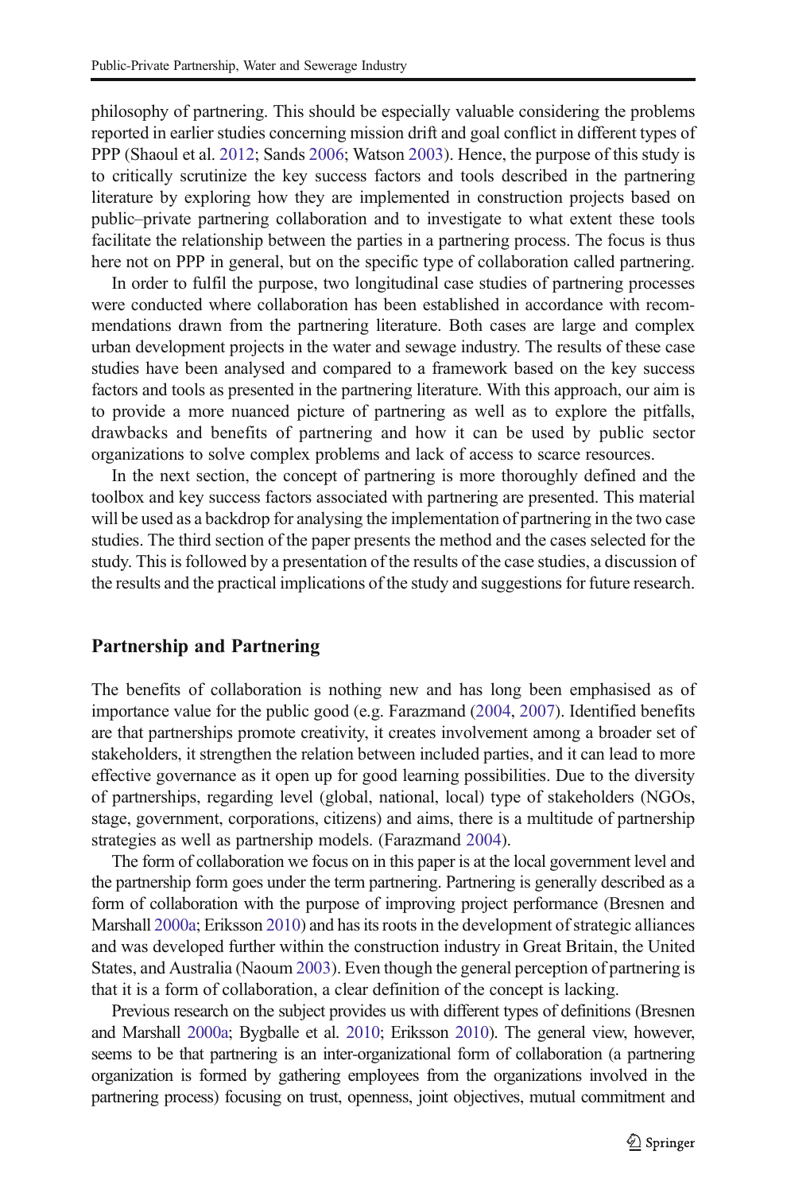philosophy of partnering. This should be especially valuable considering the problems reported in earlier studies concerning mission drift and goal conflict in different types of PPP (Shaoul et al. 2012; Sands 2006; Watson 2003). Hence, the purpose of this study is to critically scrutinize the key success factors and tools described in the partnering literature by exploring how they are implemented in construction projects based on public–private partnering collaboration and to investigate to what extent these tools facilitate the relationship between the parties in a partnering process. The focus is thus here not on PPP in general, but on the specific type of collaboration called partnering.

In order to fulfil the purpose, two longitudinal case studies of partnering processes were conducted where collaboration has been established in accordance with recommendations drawn from the partnering literature. Both cases are large and complex urban development projects in the water and sewage industry. The results of these case studies have been analysed and compared to a framework based on the key success factors and tools as presented in the partnering literature. With this approach, our aim is to provide a more nuanced picture of partnering as well as to explore the pitfalls, drawbacks and benefits of partnering and how it can be used by public sector organizations to solve complex problems and lack of access to scarce resources.

In the next section, the concept of partnering is more thoroughly defined and the toolbox and key success factors associated with partnering are presented. This material will be used as a backdrop for analysing the implementation of partnering in the two case studies. The third section of the paper presents the method and the cases selected for the study. This is followed by a presentation of the results of the case studies, a discussion of the results and the practical implications of the study and suggestions for future research.

## Partnership and Partnering

The benefits of collaboration is nothing new and has long been emphasised as of importance value for the public good (e.g. Farazmand (2004, 2007). Identified benefits are that partnerships promote creativity, it creates involvement among a broader set of stakeholders, it strengthen the relation between included parties, and it can lead to more effective governance as it open up for good learning possibilities. Due to the diversity of partnerships, regarding level (global, national, local) type of stakeholders (NGOs, stage, government, corporations, citizens) and aims, there is a multitude of partnership strategies as well as partnership models. (Farazmand 2004).

The form of collaboration we focus on in this paper is at the local government level and the partnership form goes under the term partnering. Partnering is generally described as a form of collaboration with the purpose of improving project performance (Bresnen and Marshall 2000a; Eriksson 2010) and has its roots in the development of strategic alliances and was developed further within the construction industry in Great Britain, the United States, and Australia (Naoum 2003). Even though the general perception of partnering is that it is a form of collaboration, a clear definition of the concept is lacking.

Previous research on the subject provides us with different types of definitions (Bresnen and Marshall 2000a; Bygballe et al. 2010; Eriksson 2010). The general view, however, seems to be that partnering is an inter-organizational form of collaboration (a partnering organization is formed by gathering employees from the organizations involved in the partnering process) focusing on trust, openness, joint objectives, mutual commitment and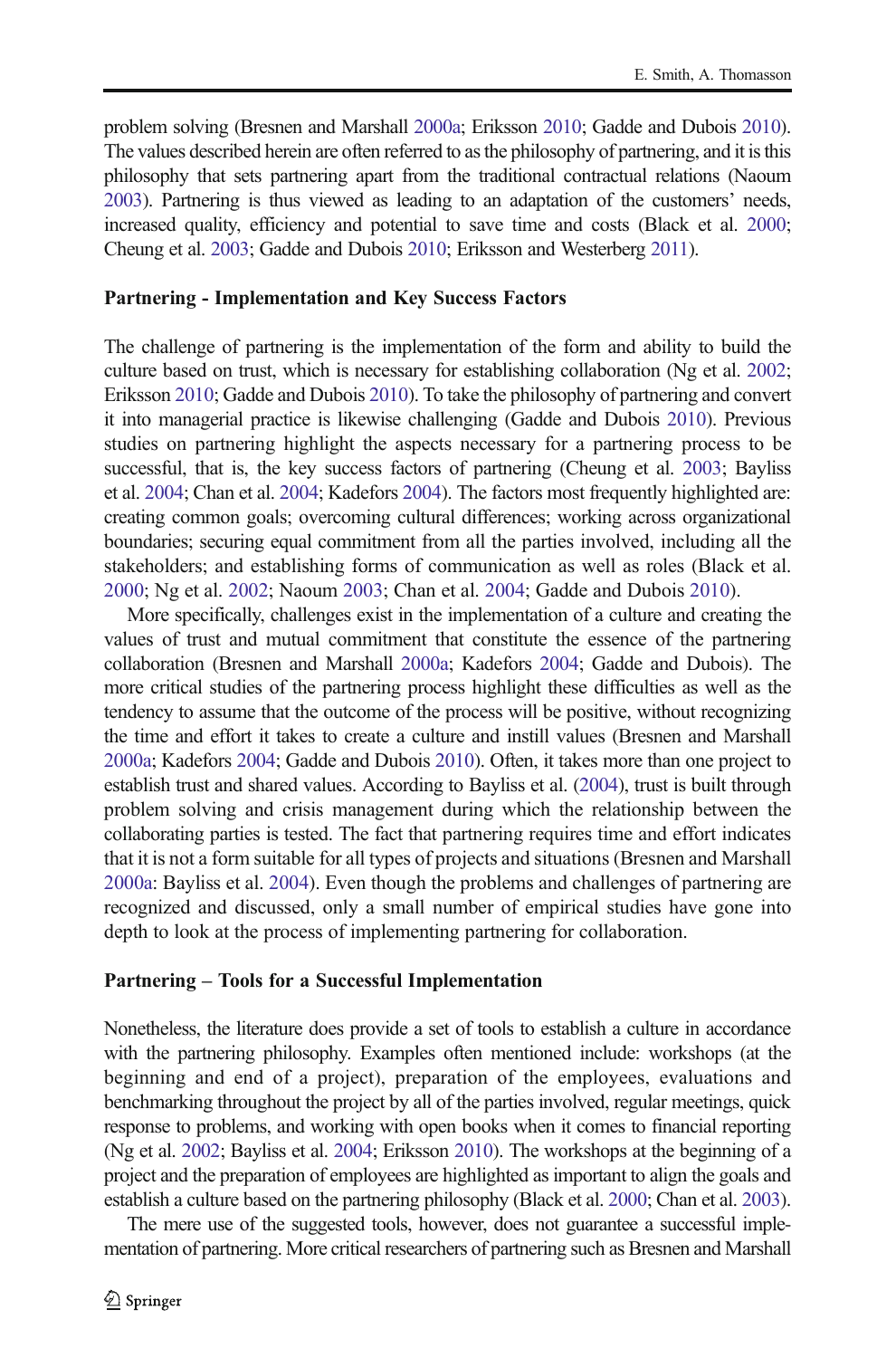problem solving (Bresnen and Marshall 2000a; Eriksson 2010; Gadde and Dubois 2010). The values described herein are often referred to as the philosophy of partnering, and it is this philosophy that sets partnering apart from the traditional contractual relations (Naoum 2003). Partnering is thus viewed as leading to an adaptation of the customers' needs, increased quality, efficiency and potential to save time and costs (Black et al. 2000; Cheung et al. 2003; Gadde and Dubois 2010; Eriksson and Westerberg 2011).

### Partnering - Implementation and Key Success Factors

The challenge of partnering is the implementation of the form and ability to build the culture based on trust, which is necessary for establishing collaboration (Ng et al. 2002; Eriksson 2010; Gadde and Dubois 2010). To take the philosophy of partnering and convert it into managerial practice is likewise challenging (Gadde and Dubois 2010). Previous studies on partnering highlight the aspects necessary for a partnering process to be successful, that is, the key success factors of partnering (Cheung et al. 2003; Bayliss et al. 2004; Chan et al. 2004; Kadefors 2004). The factors most frequently highlighted are: creating common goals; overcoming cultural differences; working across organizational boundaries; securing equal commitment from all the parties involved, including all the stakeholders; and establishing forms of communication as well as roles (Black et al. 2000; Ng et al. 2002; Naoum 2003; Chan et al. 2004; Gadde and Dubois 2010).

More specifically, challenges exist in the implementation of a culture and creating the values of trust and mutual commitment that constitute the essence of the partnering collaboration (Bresnen and Marshall 2000a; Kadefors 2004; Gadde and Dubois). The more critical studies of the partnering process highlight these difficulties as well as the tendency to assume that the outcome of the process will be positive, without recognizing the time and effort it takes to create a culture and instill values (Bresnen and Marshall 2000a; Kadefors 2004; Gadde and Dubois 2010). Often, it takes more than one project to establish trust and shared values. According to Bayliss et al. (2004), trust is built through problem solving and crisis management during which the relationship between the collaborating parties is tested. The fact that partnering requires time and effort indicates that it is not a form suitable for all types of projects and situations (Bresnen and Marshall 2000a: Bayliss et al. 2004). Even though the problems and challenges of partnering are recognized and discussed, only a small number of empirical studies have gone into depth to look at the process of implementing partnering for collaboration.

### Partnering – Tools for a Successful Implementation

Nonetheless, the literature does provide a set of tools to establish a culture in accordance with the partnering philosophy. Examples often mentioned include: workshops (at the beginning and end of a project), preparation of the employees, evaluations and benchmarking throughout the project by all of the parties involved, regular meetings, quick response to problems, and working with open books when it comes to financial reporting (Ng et al. 2002; Bayliss et al. 2004; Eriksson 2010). The workshops at the beginning of a project and the preparation of employees are highlighted as important to align the goals and establish a culture based on the partnering philosophy (Black et al. 2000; Chan et al. 2003).

The mere use of the suggested tools, however, does not guarantee a successful implementation of partnering. More critical researchers of partnering such as Bresnen and Marshall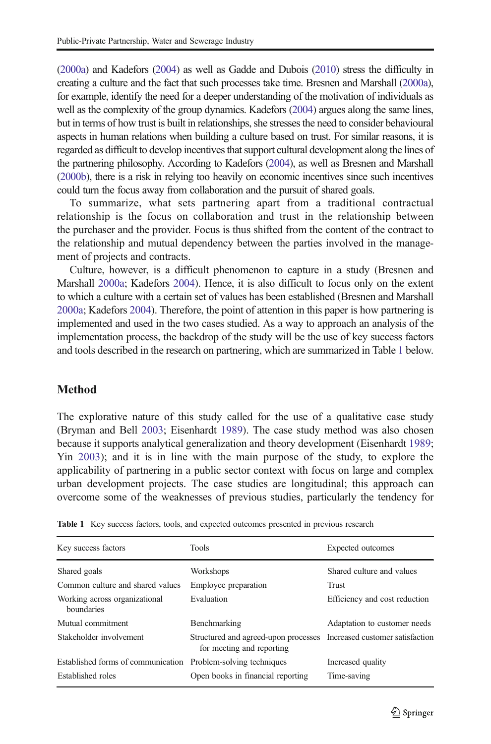(2000a) and Kadefors (2004) as well as Gadde and Dubois (2010) stress the difficulty in creating a culture and the fact that such processes take time. Bresnen and Marshall (2000a), for example, identify the need for a deeper understanding of the motivation of individuals as well as the complexity of the group dynamics. Kadefors (2004) argues along the same lines, but in terms of how trust is built in relationships, she stresses the need to consider behavioural aspects in human relations when building a culture based on trust. For similar reasons, it is regarded as difficult to develop incentives that support cultural development along the lines of the partnering philosophy. According to Kadefors (2004), as well as Bresnen and Marshall (2000b), there is a risk in relying too heavily on economic incentives since such incentives could turn the focus away from collaboration and the pursuit of shared goals.

To summarize, what sets partnering apart from a traditional contractual relationship is the focus on collaboration and trust in the relationship between the purchaser and the provider. Focus is thus shifted from the content of the contract to the relationship and mutual dependency between the parties involved in the management of projects and contracts.

Culture, however, is a difficult phenomenon to capture in a study (Bresnen and Marshall 2000a; Kadefors 2004). Hence, it is also difficult to focus only on the extent to which a culture with a certain set of values has been established (Bresnen and Marshall 2000a; Kadefors 2004). Therefore, the point of attention in this paper is how partnering is implemented and used in the two cases studied. As a way to approach an analysis of the implementation process, the backdrop of the study will be the use of key success factors and tools described in the research on partnering, which are summarized in Table 1 below.

## Method

The explorative nature of this study called for the use of a qualitative case study (Bryman and Bell 2003; Eisenhardt 1989). The case study method was also chosen because it supports analytical generalization and theory development (Eisenhardt 1989; Yin 2003); and it is in line with the main purpose of the study, to explore the applicability of partnering in a public sector context with focus on large and complex urban development projects. The case studies are longitudinal; this approach can overcome some of the weaknesses of previous studies, particularly the tendency for

**Table 1** Key success factors, tools, and expected outcomes presented in previous research

| Key success factors | Tools | Expected outcomes |
|---|---|---|
| Shared goals | Workshops | Shared culture and values |
| Common culture and shared values | Employee preparation | Trust |
| Working across organizational boundaries | Evaluation | Efficiency and cost reduction |
| Mutual commitment | Benchmarking | Adaptation to customer needs |
| Stakeholder involvement | Structured and agreed-upon processes for meeting and reporting | Increased customer satisfaction |
| Established forms of communication | Problem-solving techniques | Increased quality |
| Established roles | Open books in financial reporting | Time-saving |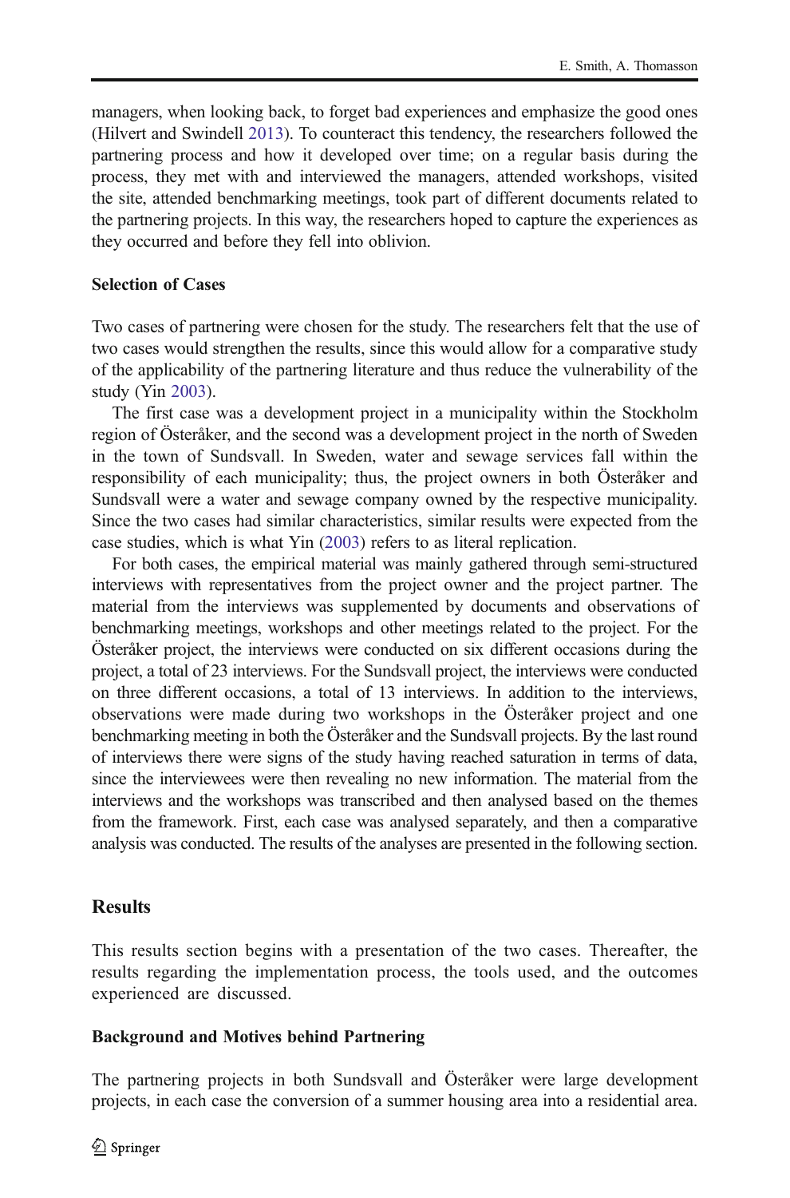managers, when looking back, to forget bad experiences and emphasize the good ones (Hilvert and Swindell 2013). To counteract this tendency, the researchers followed the partnering process and how it developed over time; on a regular basis during the process, they met with and interviewed the managers, attended workshops, visited the site, attended benchmarking meetings, took part of different documents related to the partnering projects. In this way, the researchers hoped to capture the experiences as they occurred and before they fell into oblivion.

### Selection of Cases

Two cases of partnering were chosen for the study. The researchers felt that the use of two cases would strengthen the results, since this would allow for a comparative study of the applicability of the partnering literature and thus reduce the vulnerability of the study (Yin 2003).

The first case was a development project in a municipality within the Stockholm region of Österåker, and the second was a development project in the north of Sweden in the town of Sundsvall. In Sweden, water and sewage services fall within the responsibility of each municipality; thus, the project owners in both Österåker and Sundsvall were a water and sewage company owned by the respective municipality. Since the two cases had similar characteristics, similar results were expected from the case studies, which is what Yin (2003) refers to as literal replication.

For both cases, the empirical material was mainly gathered through semi-structured interviews with representatives from the project owner and the project partner. The material from the interviews was supplemented by documents and observations of benchmarking meetings, workshops and other meetings related to the project. For the Österåker project, the interviews were conducted on six different occasions during the project, a total of 23 interviews. For the Sundsvall project, the interviews were conducted on three different occasions, a total of 13 interviews. In addition to the interviews, observations were made during two workshops in the Österåker project and one benchmarking meeting in both the Österåker and the Sundsvall projects. By the last round of interviews there were signs of the study having reached saturation in terms of data, since the interviewees were then revealing no new information. The material from the interviews and the workshops was transcribed and then analysed based on the themes from the framework. First, each case was analysed separately, and then a comparative analysis was conducted. The results of the analyses are presented in the following section.

## Results

This results section begins with a presentation of the two cases. Thereafter, the results regarding the implementation process, the tools used, and the outcomes experienced are discussed.

### Background and Motives behind Partnering

The partnering projects in both Sundsvall and Österåker were large development projects, in each case the conversion of a summer housing area into a residential area.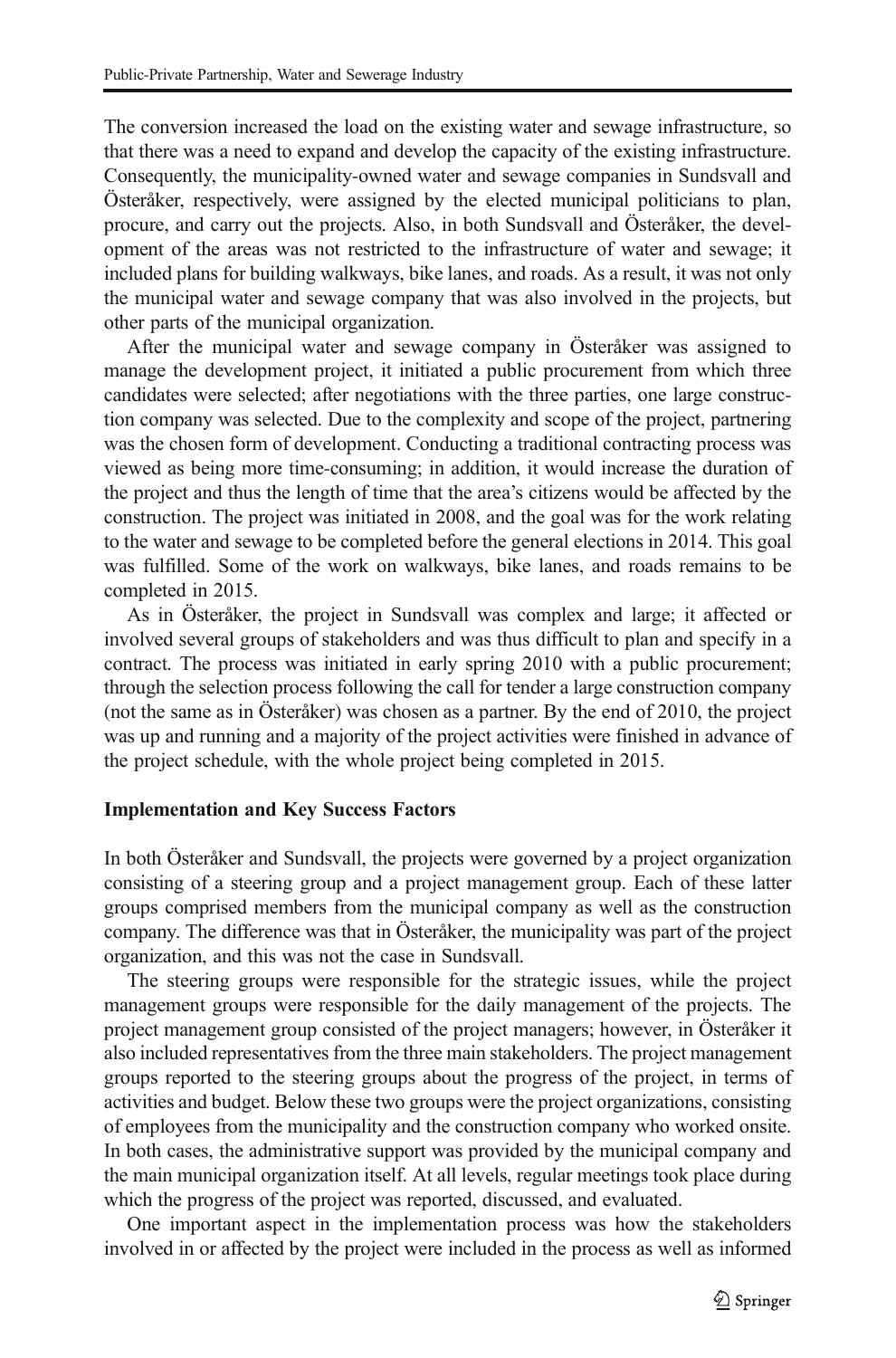The conversion increased the load on the existing water and sewage infrastructure, so that there was a need to expand and develop the capacity of the existing infrastructure. Consequently, the municipality-owned water and sewage companies in Sundsvall and Österåker, respectively, were assigned by the elected municipal politicians to plan, procure, and carry out the projects. Also, in both Sundsvall and Österåker, the development of the areas was not restricted to the infrastructure of water and sewage; it included plans for building walkways, bike lanes, and roads. As a result, it was not only the municipal water and sewage company that was also involved in the projects, but other parts of the municipal organization.

After the municipal water and sewage company in Österåker was assigned to manage the development project, it initiated a public procurement from which three candidates were selected; after negotiations with the three parties, one large construction company was selected. Due to the complexity and scope of the project, partnering was the chosen form of development. Conducting a traditional contracting process was viewed as being more time-consuming; in addition, it would increase the duration of the project and thus the length of time that the area's citizens would be affected by the construction. The project was initiated in 2008, and the goal was for the work relating to the water and sewage to be completed before the general elections in 2014. This goal was fulfilled. Some of the work on walkways, bike lanes, and roads remains to be completed in 2015.

As in Österåker, the project in Sundsvall was complex and large; it affected or involved several groups of stakeholders and was thus difficult to plan and specify in a contract. The process was initiated in early spring 2010 with a public procurement; through the selection process following the call for tender a large construction company (not the same as in Österåker) was chosen as a partner. By the end of 2010, the project was up and running and a majority of the project activities were finished in advance of the project schedule, with the whole project being completed in 2015.

**Implementation and Key Success Factors**

In both Österåker and Sundsvall, the projects were governed by a project organization consisting of a steering group and a project management group. Each of these latter groups comprised members from the municipal company as well as the construction company. The difference was that in Österåker, the municipality was part of the project organization, and this was not the case in Sundsvall.

The steering groups were responsible for the strategic issues, while the project management groups were responsible for the daily management of the projects. The project management group consisted of the project managers; however, in Österåker it also included representatives from the three main stakeholders. The project management groups reported to the steering groups about the progress of the project, in terms of activities and budget. Below these two groups were the project organizations, consisting of employees from the municipality and the construction company who worked onsite. In both cases, the administrative support was provided by the municipal company and the main municipal organization itself. At all levels, regular meetings took place during which the progress of the project was reported, discussed, and evaluated.

One important aspect in the implementation process was how the stakeholders involved in or affected by the project were included in the process as well as informed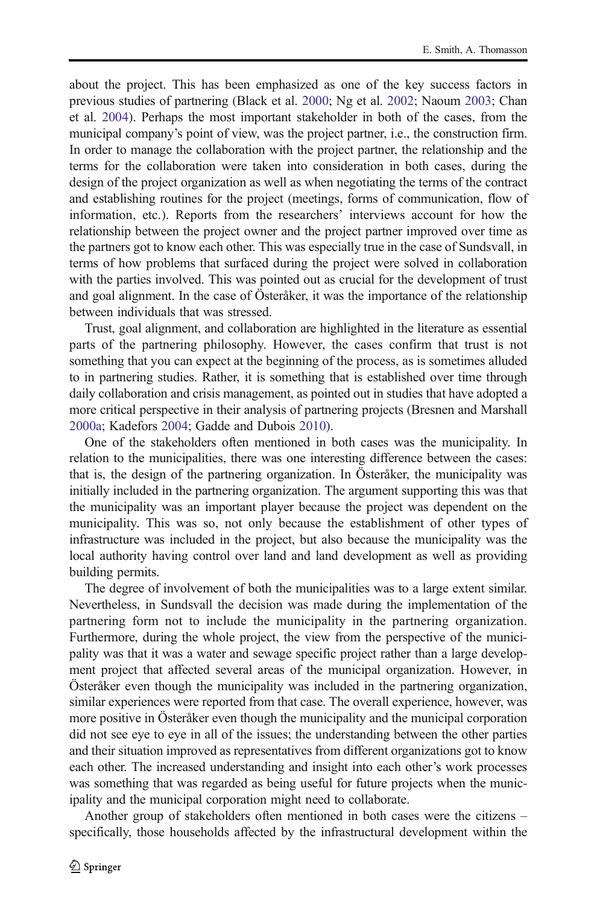about the project. This has been emphasized as one of the key success factors in previous studies of partnering (Black et al. 2000; Ng et al. 2002; Naoum 2003; Chan et al. 2004). Perhaps the most important stakeholder in both of the cases, from the municipal company's point of view, was the project partner, i.e., the construction firm. In order to manage the collaboration with the project partner, the relationship and the terms for the collaboration were taken into consideration in both cases, during the design of the project organization as well as when negotiating the terms of the contract and establishing routines for the project (meetings, forms of communication, flow of information, etc.). Reports from the researchers' interviews account for how the relationship between the project owner and the project partner improved over time as the partners got to know each other. This was especially true in the case of Sundsvall, in terms of how problems that surfaced during the project were solved in collaboration with the parties involved. This was pointed out as crucial for the development of trust and goal alignment. In the case of Österåker, it was the importance of the relationship between individuals that was stressed.

Trust, goal alignment, and collaboration are highlighted in the literature as essential parts of the partnering philosophy. However, the cases confirm that trust is not something that you can expect at the beginning of the process, as is sometimes alluded to in partnering studies. Rather, it is something that is established over time through daily collaboration and crisis management, as pointed out in studies that have adopted a more critical perspective in their analysis of partnering projects (Bresnen and Marshall 2000a; Kadefors 2004; Gadde and Dubois 2010).

One of the stakeholders often mentioned in both cases was the municipality. In relation to the municipalities, there was one interesting difference between the cases: that is, the design of the partnering organization. In Österåker, the municipality was initially included in the partnering organization. The argument supporting this was that the municipality was an important player because the project was dependent on the municipality. This was so, not only because the establishment of other types of infrastructure was included in the project, but also because the municipality was the local authority having control over land and land development as well as providing building permits.

The degree of involvement of both the municipalities was to a large extent similar. Nevertheless, in Sundsvall the decision was made during the implementation of the partnering form not to include the municipality in the partnering organization. Furthermore, during the whole project, the view from the perspective of the municipality was that it was a water and sewage specific project rather than a large development project that affected several areas of the municipal organization. However, in Österåker even though the municipality was included in the partnering organization, similar experiences were reported from that case. The overall experience, however, was more positive in Österåker even though the municipality and the municipal corporation did not see eye to eye in all of the issues; the understanding between the other parties and their situation improved as representatives from different organizations got to know each other. The increased understanding and insight into each other's work processes was something that was regarded as being useful for future projects when the municipality and the municipal corporation might need to collaborate.

Another group of stakeholders often mentioned in both cases were the citizens – specifically, those households affected by the infrastructural development within the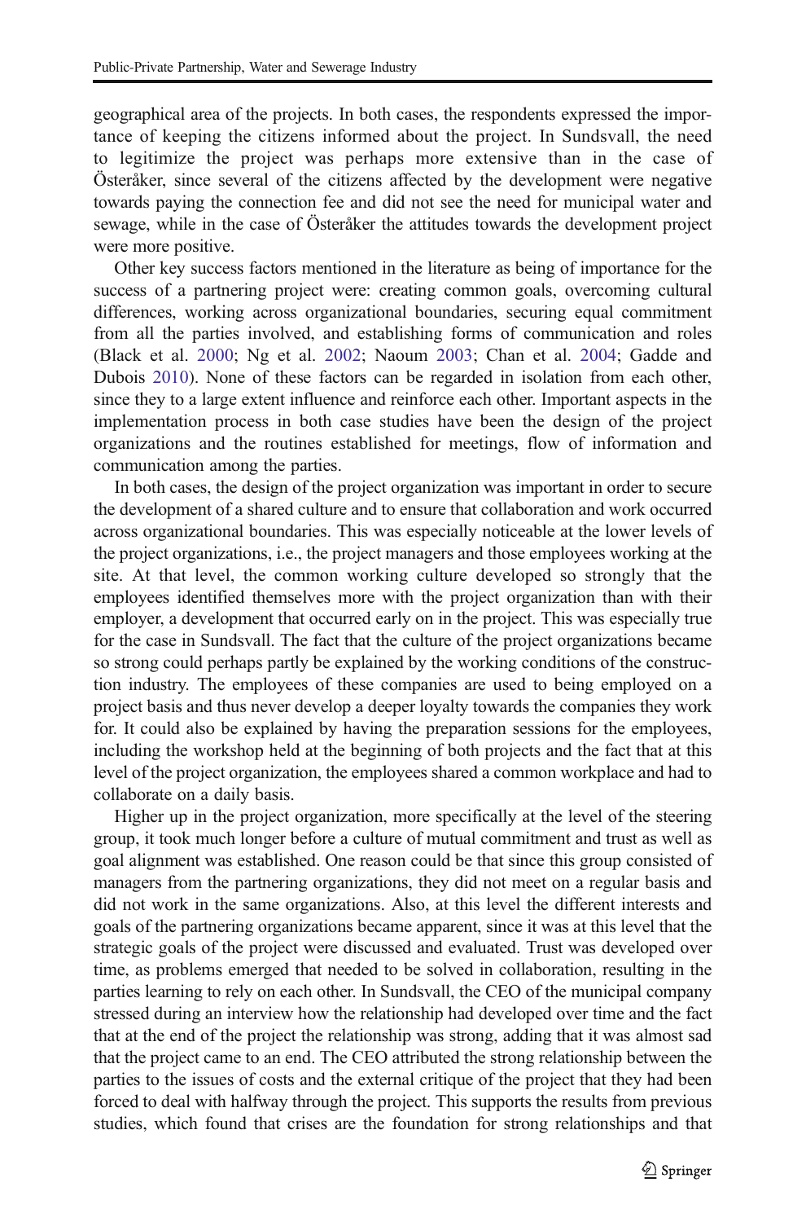geographical area of the projects. In both cases, the respondents expressed the importance of keeping the citizens informed about the project. In Sundsvall, the need to legitimize the project was perhaps more extensive than in the case of Österåker, since several of the citizens affected by the development were negative towards paying the connection fee and did not see the need for municipal water and sewage, while in the case of Österåker the attitudes towards the development project were more positive.

Other key success factors mentioned in the literature as being of importance for the success of a partnering project were: creating common goals, overcoming cultural differences, working across organizational boundaries, securing equal commitment from all the parties involved, and establishing forms of communication and roles (Black et al. 2000; Ng et al. 2002; Naoum 2003; Chan et al. 2004; Gadde and Dubois 2010). None of these factors can be regarded in isolation from each other, since they to a large extent influence and reinforce each other. Important aspects in the implementation process in both case studies have been the design of the project organizations and the routines established for meetings, flow of information and communication among the parties.

In both cases, the design of the project organization was important in order to secure the development of a shared culture and to ensure that collaboration and work occurred across organizational boundaries. This was especially noticeable at the lower levels of the project organizations, i.e., the project managers and those employees working at the site. At that level, the common working culture developed so strongly that the employees identified themselves more with the project organization than with their employer, a development that occurred early on in the project. This was especially true for the case in Sundsvall. The fact that the culture of the project organizations became so strong could perhaps partly be explained by the working conditions of the construction industry. The employees of these companies are used to being employed on a project basis and thus never develop a deeper loyalty towards the companies they work for. It could also be explained by having the preparation sessions for the employees, including the workshop held at the beginning of both projects and the fact that at this level of the project organization, the employees shared a common workplace and had to collaborate on a daily basis.

Higher up in the project organization, more specifically at the level of the steering group, it took much longer before a culture of mutual commitment and trust as well as goal alignment was established. One reason could be that since this group consisted of managers from the partnering organizations, they did not meet on a regular basis and did not work in the same organizations. Also, at this level the different interests and goals of the partnering organizations became apparent, since it was at this level that the strategic goals of the project were discussed and evaluated. Trust was developed over time, as problems emerged that needed to be solved in collaboration, resulting in the parties learning to rely on each other. In Sundsvall, the CEO of the municipal company stressed during an interview how the relationship had developed over time and the fact that at the end of the project the relationship was strong, adding that it was almost sad that the project came to an end. The CEO attributed the strong relationship between the parties to the issues of costs and the external critique of the project that they had been forced to deal with halfway through the project. This supports the results from previous studies, which found that crises are the foundation for strong relationships and that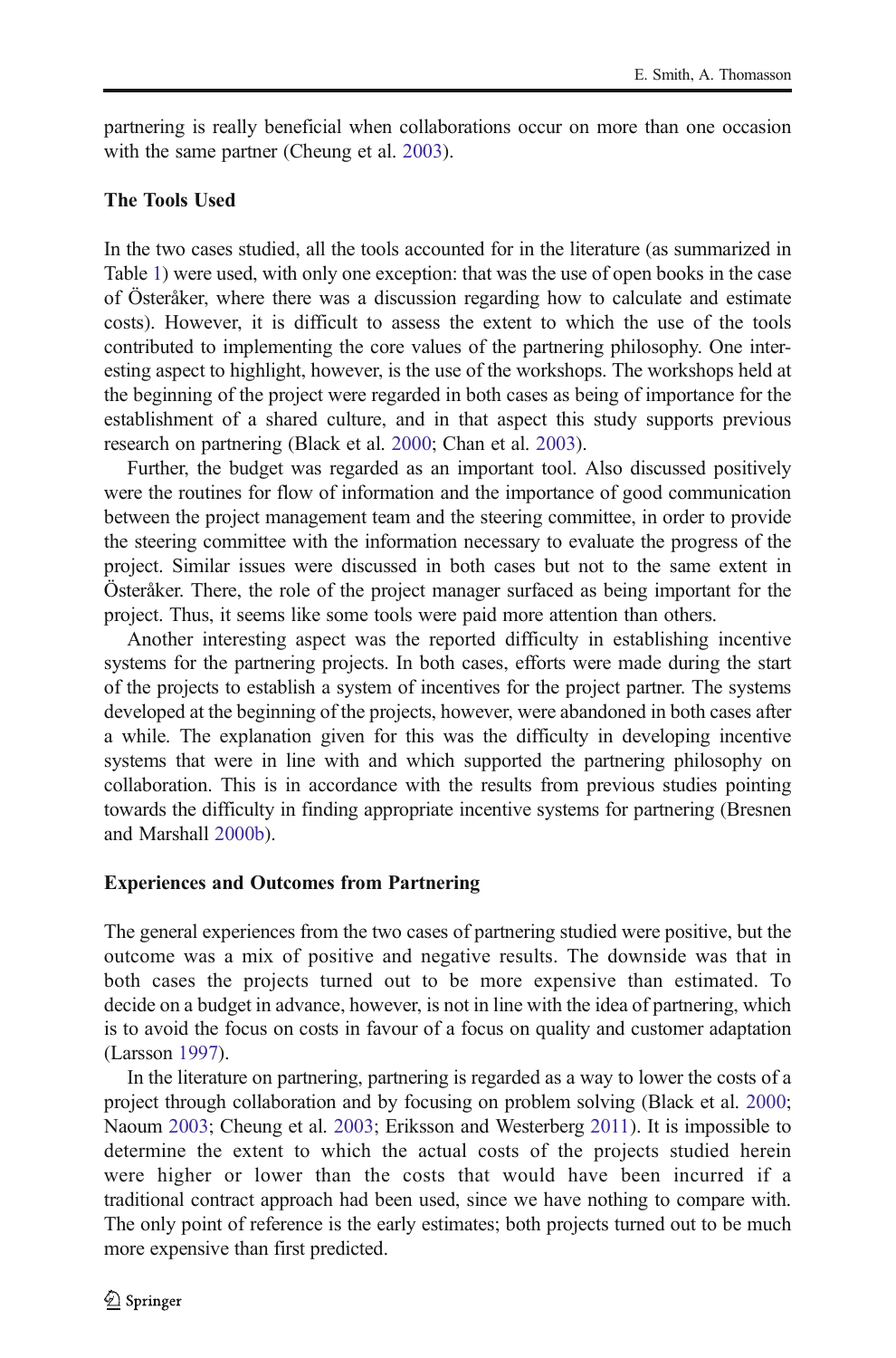partnering is really beneficial when collaborations occur on more than one occasion with the same partner (Cheung et al. 2003).

### The Tools Used

In the two cases studied, all the tools accounted for in the literature (as summarized in Table 1) were used, with only one exception: that was the use of open books in the case of Österåker, where there was a discussion regarding how to calculate and estimate costs). However, it is difficult to assess the extent to which the use of the tools contributed to implementing the core values of the partnering philosophy. One interesting aspect to highlight, however, is the use of the workshops. The workshops held at the beginning of the project were regarded in both cases as being of importance for the establishment of a shared culture, and in that aspect this study supports previous research on partnering (Black et al. 2000; Chan et al. 2003).

Further, the budget was regarded as an important tool. Also discussed positively were the routines for flow of information and the importance of good communication between the project management team and the steering committee, in order to provide the steering committee with the information necessary to evaluate the progress of the project. Similar issues were discussed in both cases but not to the same extent in Österåker. There, the role of the project manager surfaced as being important for the project. Thus, it seems like some tools were paid more attention than others.

Another interesting aspect was the reported difficulty in establishing incentive systems for the partnering projects. In both cases, efforts were made during the start of the projects to establish a system of incentives for the project partner. The systems developed at the beginning of the projects, however, were abandoned in both cases after a while. The explanation given for this was the difficulty in developing incentive systems that were in line with and which supported the partnering philosophy on collaboration. This is in accordance with the results from previous studies pointing towards the difficulty in finding appropriate incentive systems for partnering (Bresnen and Marshall 2000b).

### Experiences and Outcomes from Partnering

The general experiences from the two cases of partnering studied were positive, but the outcome was a mix of positive and negative results. The downside was that in both cases the projects turned out to be more expensive than estimated. To decide on a budget in advance, however, is not in line with the idea of partnering, which is to avoid the focus on costs in favour of a focus on quality and customer adaptation (Larsson 1997).

In the literature on partnering, partnering is regarded as a way to lower the costs of a project through collaboration and by focusing on problem solving (Black et al. 2000; Naoum 2003; Cheung et al. 2003; Eriksson and Westerberg 2011). It is impossible to determine the extent to which the actual costs of the projects studied herein were higher or lower than the costs that would have been incurred if a traditional contract approach had been used, since we have nothing to compare with. The only point of reference is the early estimates; both projects turned out to be much more expensive than first predicted.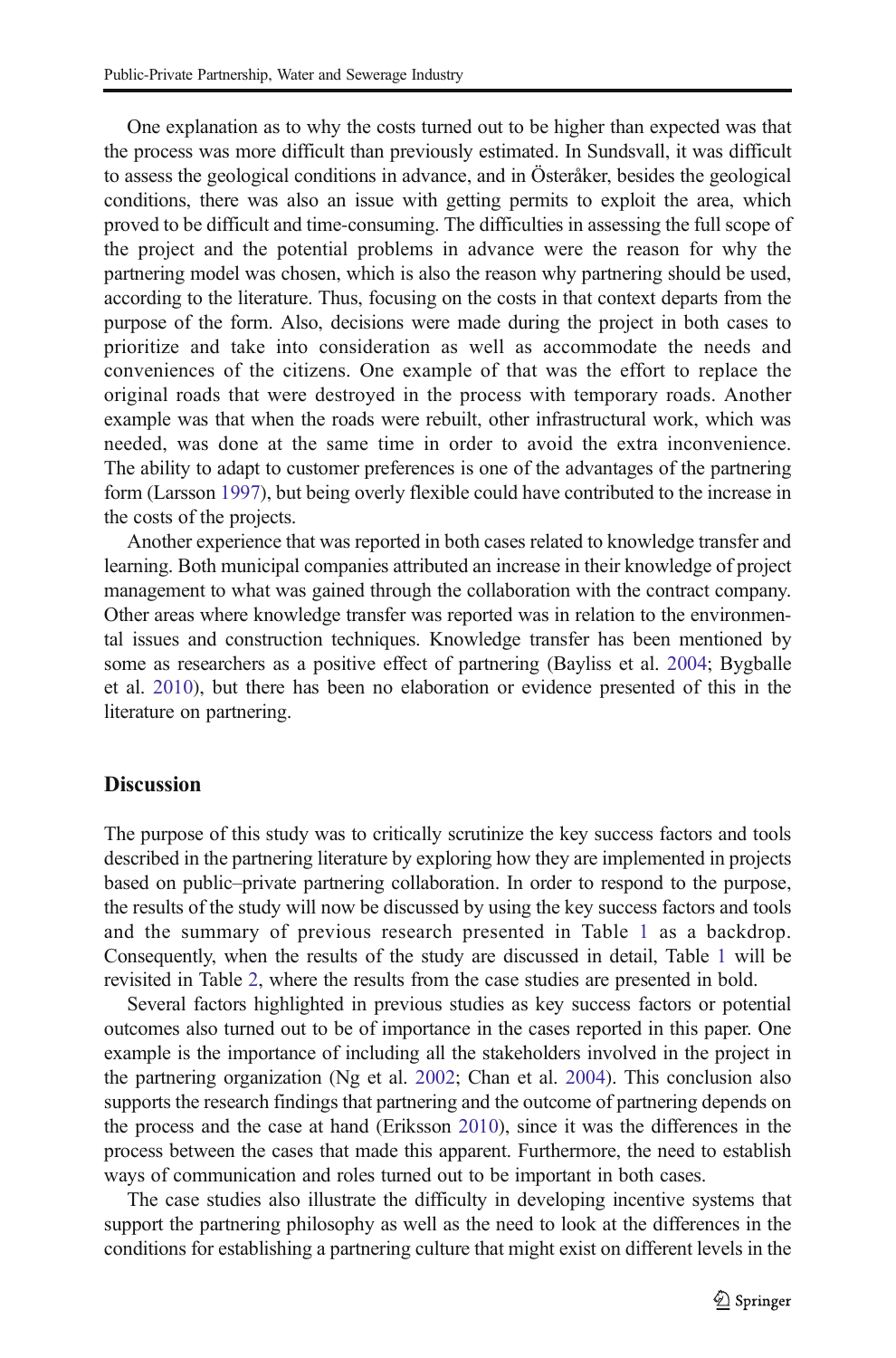One explanation as to why the costs turned out to be higher than expected was that the process was more difficult than previously estimated. In Sundsvall, it was difficult to assess the geological conditions in advance, and in Österåker, besides the geological conditions, there was also an issue with getting permits to exploit the area, which proved to be difficult and time-consuming. The difficulties in assessing the full scope of the project and the potential problems in advance were the reason for why the partnering model was chosen, which is also the reason why partnering should be used, according to the literature. Thus, focusing on the costs in that context departs from the purpose of the form. Also, decisions were made during the project in both cases to prioritize and take into consideration as well as accommodate the needs and conveniences of the citizens. One example of that was the effort to replace the original roads that were destroyed in the process with temporary roads. Another example was that when the roads were rebuilt, other infrastructural work, which was needed, was done at the same time in order to avoid the extra inconvenience. The ability to adapt to customer preferences is one of the advantages of the partnering form (Larsson 1997), but being overly flexible could have contributed to the increase in the costs of the projects.

Another experience that was reported in both cases related to knowledge transfer and learning. Both municipal companies attributed an increase in their knowledge of project management to what was gained through the collaboration with the contract company. Other areas where knowledge transfer was reported was in relation to the environmental issues and construction techniques. Knowledge transfer has been mentioned by some as researchers as a positive effect of partnering (Bayliss et al. 2004; Bygballe et al. 2010), but there has been no elaboration or evidence presented of this in the literature on partnering.

## Discussion

The purpose of this study was to critically scrutinize the key success factors and tools described in the partnering literature by exploring how they are implemented in projects based on public–private partnering collaboration. In order to respond to the purpose, the results of the study will now be discussed by using the key success factors and tools and the summary of previous research presented in Table 1 as a backdrop. Consequently, when the results of the study are discussed in detail, Table 1 will be revisited in Table 2, where the results from the case studies are presented in bold.

Several factors highlighted in previous studies as key success factors or potential outcomes also turned out to be of importance in the cases reported in this paper. One example is the importance of including all the stakeholders involved in the project in the partnering organization (Ng et al. 2002; Chan et al. 2004). This conclusion also supports the research findings that partnering and the outcome of partnering depends on the process and the case at hand (Eriksson 2010), since it was the differences in the process between the cases that made this apparent. Furthermore, the need to establish ways of communication and roles turned out to be important in both cases.

The case studies also illustrate the difficulty in developing incentive systems that support the partnering philosophy as well as the need to look at the differences in the conditions for establishing a partnering culture that might exist on different levels in the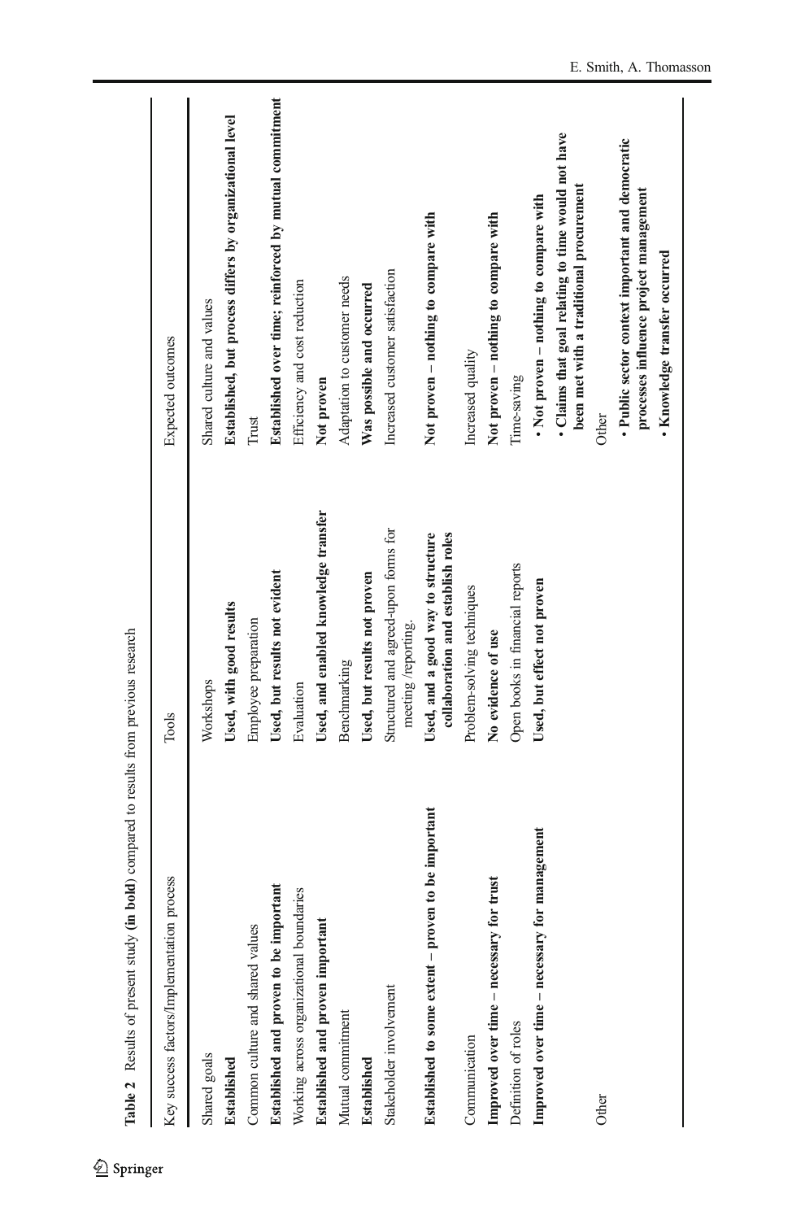**Table 2** Results of present study (**in bold**) compared to results from previous research

| Key success factors/Implementation process | Tools | Expected outcomes |
|---|---|---|
| Shared goals | Workshops | Shared culture and values |
| **Established** | **Used, with good results** | **Established, but process differs by organizational level** |
| Common culture and shared values | Employee preparation | Trust |
| **Established and proven to be important** | **Used, but results not evident** | **Established over time; reinforced by mutual commitment** |
| Working across organizational boundaries | Evaluation | Efficiency and cost reduction |
| **Established and proven important** | **Used, and enabled knowledge transfer** | **Not proven** |
| Mutual commitment | Benchmarking | Adaptation to customer needs |
| **Established** | **Used, but results not proven** | **Was possible and occurred** |
| Stakeholder involvement | Structured and agreed-upon forms for meeting /reporting. | Increased customer satisfaction |
| **Established to some extent – proven to be important** | **Used, and a good way to structure collaboration and establish roles** | **Not proven – nothing to compare with** |
| Communication | Problem-solving techniques | Increased quality |
| **Improved over time – necessary for trust** | **No evidence of use** | **Not proven – nothing to compare with** |
| Definition of roles | Open books in financial reports | Time-saving |
| **Improved over time – necessary for management** | **Used, but effect not proven** | **• Not proven – nothing to compare with**<br>**• Claims that goal relating to time would not have been met with a traditional procurement** |
| Other | | Other |
| | | **• Public sector context important and democratic processes influence project management**<br>**• Knowledge transfer occurred** |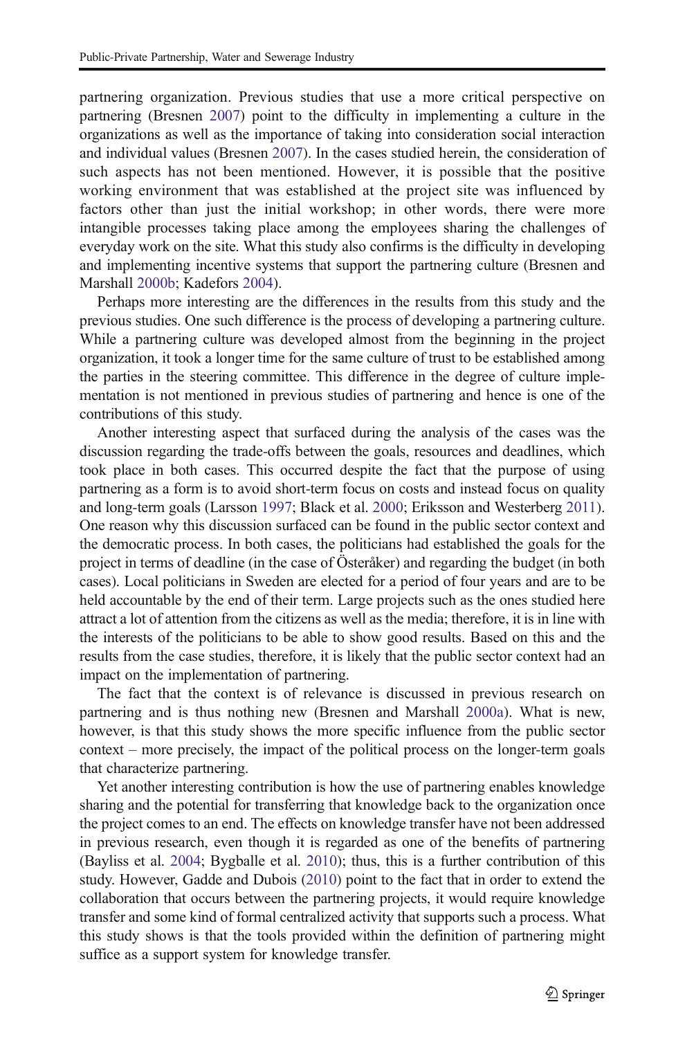partnering organization. Previous studies that use a more critical perspective on partnering (Bresnen 2007) point to the difficulty in implementing a culture in the organizations as well as the importance of taking into consideration social interaction and individual values (Bresnen 2007). In the cases studied herein, the consideration of such aspects has not been mentioned. However, it is possible that the positive working environment that was established at the project site was influenced by factors other than just the initial workshop; in other words, there were more intangible processes taking place among the employees sharing the challenges of everyday work on the site. What this study also confirms is the difficulty in developing and implementing incentive systems that support the partnering culture (Bresnen and Marshall 2000b; Kadefors 2004).

Perhaps more interesting are the differences in the results from this study and the previous studies. One such difference is the process of developing a partnering culture. While a partnering culture was developed almost from the beginning in the project organization, it took a longer time for the same culture of trust to be established among the parties in the steering committee. This difference in the degree of culture implementation is not mentioned in previous studies of partnering and hence is one of the contributions of this study.

Another interesting aspect that surfaced during the analysis of the cases was the discussion regarding the trade-offs between the goals, resources and deadlines, which took place in both cases. This occurred despite the fact that the purpose of using partnering as a form is to avoid short-term focus on costs and instead focus on quality and long-term goals (Larsson 1997; Black et al. 2000; Eriksson and Westerberg 2011). One reason why this discussion surfaced can be found in the public sector context and the democratic process. In both cases, the politicians had established the goals for the project in terms of deadline (in the case of Österåker) and regarding the budget (in both cases). Local politicians in Sweden are elected for a period of four years and are to be held accountable by the end of their term. Large projects such as the ones studied here attract a lot of attention from the citizens as well as the media; therefore, it is in line with the interests of the politicians to be able to show good results. Based on this and the results from the case studies, therefore, it is likely that the public sector context had an impact on the implementation of partnering.

The fact that the context is of relevance is discussed in previous research on partnering and is thus nothing new (Bresnen and Marshall 2000a). What is new, however, is that this study shows the more specific influence from the public sector context – more precisely, the impact of the political process on the longer-term goals that characterize partnering.

Yet another interesting contribution is how the use of partnering enables knowledge sharing and the potential for transferring that knowledge back to the organization once the project comes to an end. The effects on knowledge transfer have not been addressed in previous research, even though it is regarded as one of the benefits of partnering (Bayliss et al. 2004; Bygballe et al. 2010); thus, this is a further contribution of this study. However, Gadde and Dubois (2010) point to the fact that in order to extend the collaboration that occurs between the partnering projects, it would require knowledge transfer and some kind of formal centralized activity that supports such a process. What this study shows is that the tools provided within the definition of partnering might suffice as a support system for knowledge transfer.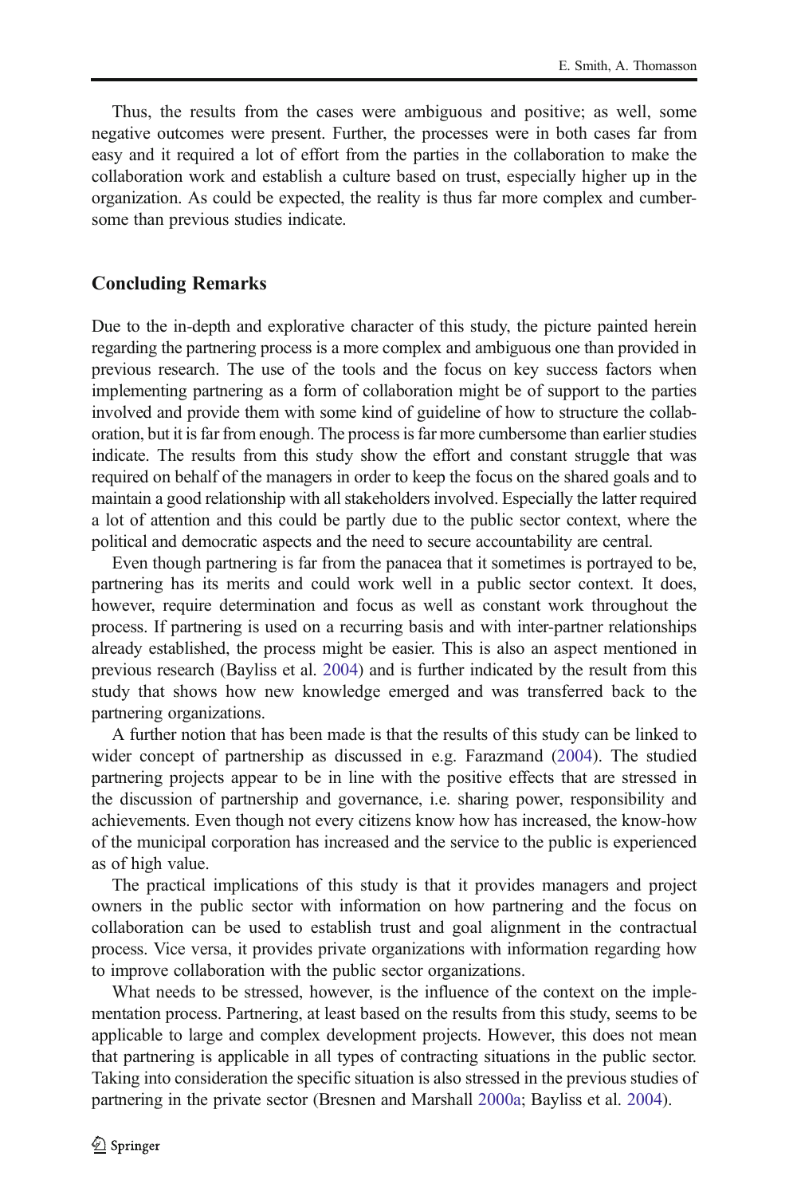Thus, the results from the cases were ambiguous and positive; as well, some negative outcomes were present. Further, the processes were in both cases far from easy and it required a lot of effort from the parties in the collaboration to make the collaboration work and establish a culture based on trust, especially higher up in the organization. As could be expected, the reality is thus far more complex and cumbersome than previous studies indicate.

## Concluding Remarks

Due to the in-depth and explorative character of this study, the picture painted herein regarding the partnering process is a more complex and ambiguous one than provided in previous research. The use of the tools and the focus on key success factors when implementing partnering as a form of collaboration might be of support to the parties involved and provide them with some kind of guideline of how to structure the collaboration, but it is far from enough. The process is far more cumbersome than earlier studies indicate. The results from this study show the effort and constant struggle that was required on behalf of the managers in order to keep the focus on the shared goals and to maintain a good relationship with all stakeholders involved. Especially the latter required a lot of attention and this could be partly due to the public sector context, where the political and democratic aspects and the need to secure accountability are central.

Even though partnering is far from the panacea that it sometimes is portrayed to be, partnering has its merits and could work well in a public sector context. It does, however, require determination and focus as well as constant work throughout the process. If partnering is used on a recurring basis and with inter-partner relationships already established, the process might be easier. This is also an aspect mentioned in previous research (Bayliss et al. 2004) and is further indicated by the result from this study that shows how new knowledge emerged and was transferred back to the partnering organizations.

A further notion that has been made is that the results of this study can be linked to wider concept of partnership as discussed in e.g. Farazmand (2004). The studied partnering projects appear to be in line with the positive effects that are stressed in the discussion of partnership and governance, i.e. sharing power, responsibility and achievements. Even though not every citizens know how has increased, the know-how of the municipal corporation has increased and the service to the public is experienced as of high value.

The practical implications of this study is that it provides managers and project owners in the public sector with information on how partnering and the focus on collaboration can be used to establish trust and goal alignment in the contractual process. Vice versa, it provides private organizations with information regarding how to improve collaboration with the public sector organizations.

What needs to be stressed, however, is the influence of the context on the implementation process. Partnering, at least based on the results from this study, seems to be applicable to large and complex development projects. However, this does not mean that partnering is applicable in all types of contracting situations in the public sector. Taking into consideration the specific situation is also stressed in the previous studies of partnering in the private sector (Bresnen and Marshall 2000a; Bayliss et al. 2004).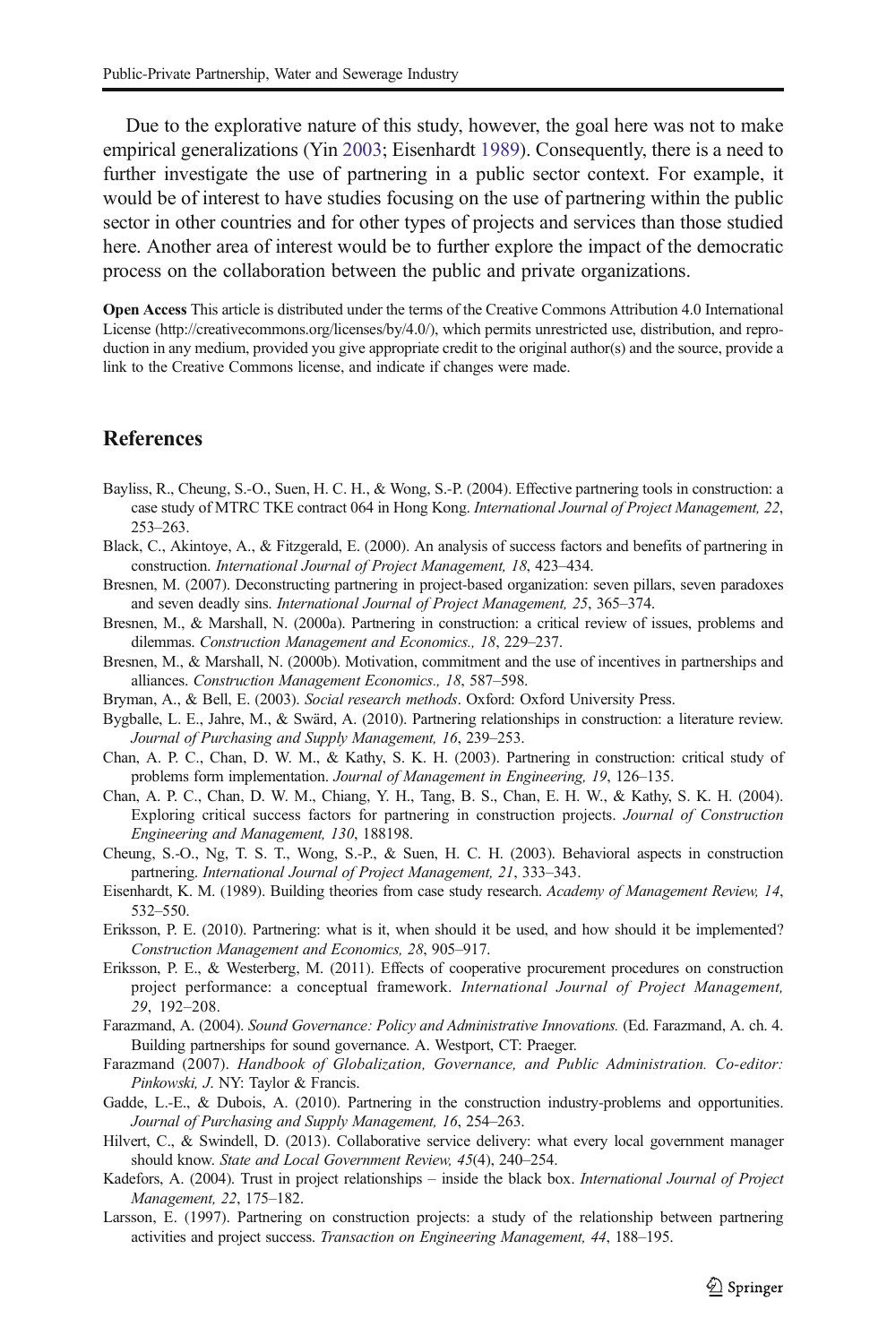Due to the explorative nature of this study, however, the goal here was not to make empirical generalizations (Yin 2003; Eisenhardt 1989). Consequently, there is a need to further investigate the use of partnering in a public sector context. For example, it would be of interest to have studies focusing on the use of partnering within the public sector in other countries and for other types of projects and services than those studied here. Another area of interest would be to further explore the impact of the democratic process on the collaboration between the public and private organizations.

**Open Access** This article is distributed under the terms of the Creative Commons Attribution 4.0 International License (http://creativecommons.org/licenses/by/4.0/), which permits unrestricted use, distribution, and reproduction in any medium, provided you give appropriate credit to the original author(s) and the source, provide a link to the Creative Commons license, and indicate if changes were made.

## References

Bayliss, R., Cheung, S.-O., Suen, H. C. H., & Wong, S.-P. (2004). Effective partnering tools in construction: a case study of MTRC TKE contract 064 in Hong Kong. *International Journal of Project Management, 22*, 253–263.

Black, C., Akintoye, A., & Fitzgerald, E. (2000). An analysis of success factors and benefits of partnering in construction. *International Journal of Project Management, 18*, 423–434.

Bresnen, M. (2007). Deconstructing partnering in project-based organization: seven pillars, seven paradoxes and seven deadly sins. *International Journal of Project Management, 25*, 365–374.

Bresnen, M., & Marshall, N. (2000a). Partnering in construction: a critical review of issues, problems and dilemmas. *Construction Management and Economics., 18*, 229–237.

Bresnen, M., & Marshall, N. (2000b). Motivation, commitment and the use of incentives in partnerships and alliances. *Construction Management Economics., 18*, 587–598.

Bryman, A., & Bell, E. (2003). *Social research methods*. Oxford: Oxford University Press.

Bygballe, L. E., Jahre, M., & Swärd, A. (2010). Partnering relationships in construction: a literature review. *Journal of Purchasing and Supply Management, 16*, 239–253.

Chan, A. P. C., Chan, D. W. M., & Kathy, S. K. H. (2003). Partnering in construction: critical study of problems form implementation. *Journal of Management in Engineering, 19*, 126–135.

Chan, A. P. C., Chan, D. W. M., Chiang, Y. H., Tang, B. S., Chan, E. H. W., & Kathy, S. K. H. (2004). Exploring critical success factors for partnering in construction projects. *Journal of Construction Engineering and Management, 130*, 188198.

Cheung, S.-O., Ng, T. S. T., Wong, S.-P., & Suen, H. C. H. (2003). Behavioral aspects in construction partnering. *International Journal of Project Management, 21*, 333–343.

Eisenhardt, K. M. (1989). Building theories from case study research. *Academy of Management Review, 14*, 532–550.

Eriksson, P. E. (2010). Partnering: what is it, when should it be used, and how should it be implemented? *Construction Management and Economics, 28*, 905–917.

Eriksson, P. E., & Westerberg, M. (2011). Effects of cooperative procurement procedures on construction project performance: a conceptual framework. *International Journal of Project Management, 29*, 192–208.

Farazmand, A. (2004). *Sound Governance: Policy and Administrative Innovations.* (Ed. Farazmand, A. ch. 4. Building partnerships for sound governance. A. Westport, CT: Praeger.

Farazmand (2007). *Handbook of Globalization, Governance, and Public Administration. Co-editor: Pinkowski, J.* NY: Taylor & Francis.

Gadde, L.-E., & Dubois, A. (2010). Partnering in the construction industry-problems and opportunities. *Journal of Purchasing and Supply Management, 16*, 254–263.

Hilvert, C., & Swindell, D. (2013). Collaborative service delivery: what every local government manager should know. *State and Local Government Review, 45*(4), 240–254.

Kadefors, A. (2004). Trust in project relationships – inside the black box. *International Journal of Project Management, 22*, 175–182.

Larsson, E. (1997). Partnering on construction projects: a study of the relationship between partnering activities and project success. *Transaction on Engineering Management, 44*, 188–195.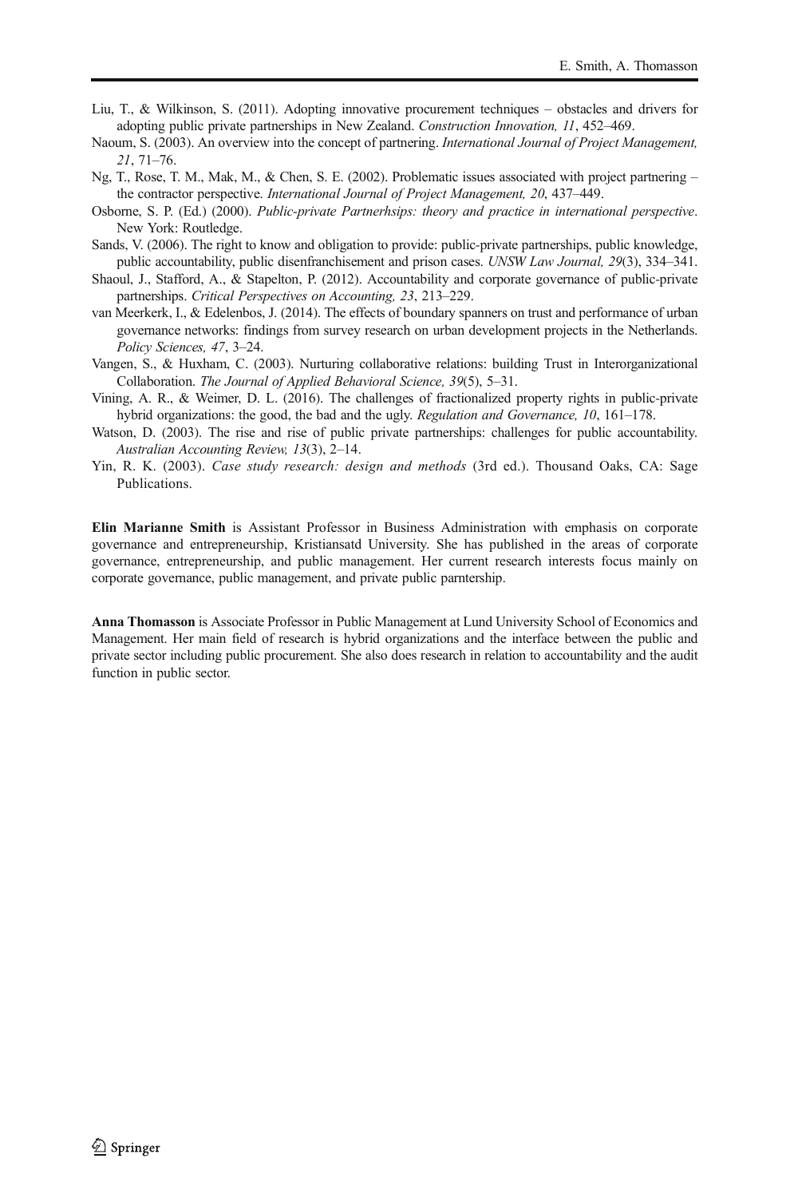Liu, T., & Wilkinson, S. (2011). Adopting innovative procurement techniques – obstacles and drivers for adopting public private partnerships in New Zealand. *Construction Innovation, 11*, 452–469.

Naoum, S. (2003). An overview into the concept of partnering. *International Journal of Project Management, 21*, 71–76.

Ng, T., Rose, T. M., Mak, M., & Chen, S. E. (2002). Problematic issues associated with project partnering – the contractor perspective. *International Journal of Project Management, 20*, 437–449.

Osborne, S. P. (Ed.) (2000). *Public-private Partnerhsips: theory and practice in international perspective*. New York: Routledge.

Sands, V. (2006). The right to know and obligation to provide: public-private partnerships, public knowledge, public accountability, public disenfranchisement and prison cases. *UNSW Law Journal, 29*(3), 334–341.

Shaoul, J., Stafford, A., & Stapelton, P. (2012). Accountability and corporate governance of public-private partnerships. *Critical Perspectives on Accounting, 23*, 213–229.

van Meerkerk, I., & Edelenbos, J. (2014). The effects of boundary spanners on trust and performance of urban governance networks: findings from survey research on urban development projects in the Netherlands. *Policy Sciences, 47*, 3–24.

Vangen, S., & Huxham, C. (2003). Nurturing collaborative relations: building Trust in Interorganizational Collaboration. *The Journal of Applied Behavioral Science, 39*(5), 5–31.

Vining, A. R., & Weimer, D. L. (2016). The challenges of fractionalized property rights in public-private hybrid organizations: the good, the bad and the ugly. *Regulation and Governance, 10*, 161–178.

Watson, D. (2003). The rise and rise of public private partnerships: challenges for public accountability. *Australian Accounting Review, 13*(3), 2–14.

Yin, R. K. (2003). *Case study research: design and methods* (3rd ed.). Thousand Oaks, CA: Sage Publications.

**Elin Marianne Smith** is Assistant Professor in Business Administration with emphasis on corporate governance and entrepreneurship, Kristiansatd University. She has published in the areas of corporate governance, entrepreneurship, and public management. Her current research interests focus mainly on corporate governance, public management, and private public parntership.

**Anna Thomasson** is Associate Professor in Public Management at Lund University School of Economics and Management. Her main field of research is hybrid organizations and the interface between the public and private sector including public procurement. She also does research in relation to accountability and the audit function in public sector.